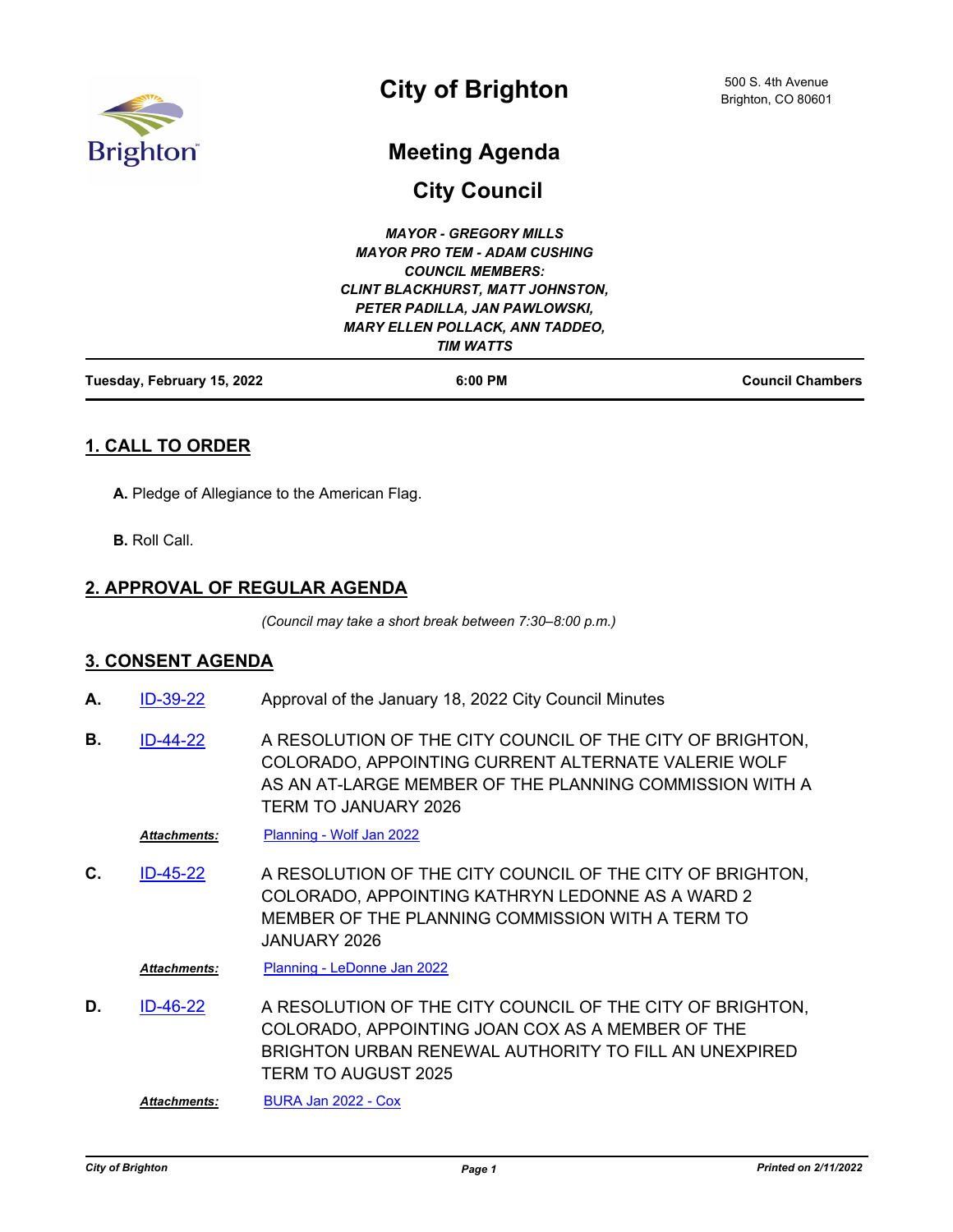# City of Brighton

500 S. 4th Avenue
Brighton, CO 80601

## Meeting Agenda

## City Council

***MAYOR - GREGORY MILLS***
***MAYOR PRO TEM - ADAM CUSHING***
***COUNCIL MEMBERS:***
***CLINT BLACKHURST, MATT JOHNSTON,***
***PETER PADILLA, JAN PAWLOWSKI,***
***MARY ELLEN POLLACK, ANN TADDEO,***
***TIM WATTS***

**Tuesday, February 15, 2022** | **6:00 PM** | **Council Chambers**

## 1. CALL TO ORDER

**A.** Pledge of Allegiance to the American Flag.

**B.** Roll Call.

## 2. APPROVAL OF REGULAR AGENDA

*(Council may take a short break between 7:30–8:00 p.m.)*

## 3. CONSENT AGENDA

**A.** ID-39-22 Approval of the January 18, 2022 City Council Minutes

**B.** ID-44-22 A RESOLUTION OF THE CITY COUNCIL OF THE CITY OF BRIGHTON, COLORADO, APPOINTING CURRENT ALTERNATE VALERIE WOLF AS AN AT-LARGE MEMBER OF THE PLANNING COMMISSION WITH A TERM TO JANUARY 2026

***Attachments:*** Planning - Wolf Jan 2022

**C.** ID-45-22 A RESOLUTION OF THE CITY COUNCIL OF THE CITY OF BRIGHTON, COLORADO, APPOINTING KATHRYN LEDONNE AS A WARD 2 MEMBER OF THE PLANNING COMMISSION WITH A TERM TO JANUARY 2026

***Attachments:*** Planning - LeDonne Jan 2022

**D.** ID-46-22 A RESOLUTION OF THE CITY COUNCIL OF THE CITY OF BRIGHTON, COLORADO, APPOINTING JOAN COX AS A MEMBER OF THE BRIGHTON URBAN RENEWAL AUTHORITY TO FILL AN UNEXPIRED TERM TO AUGUST 2025

***Attachments:*** BURA Jan 2022 - Cox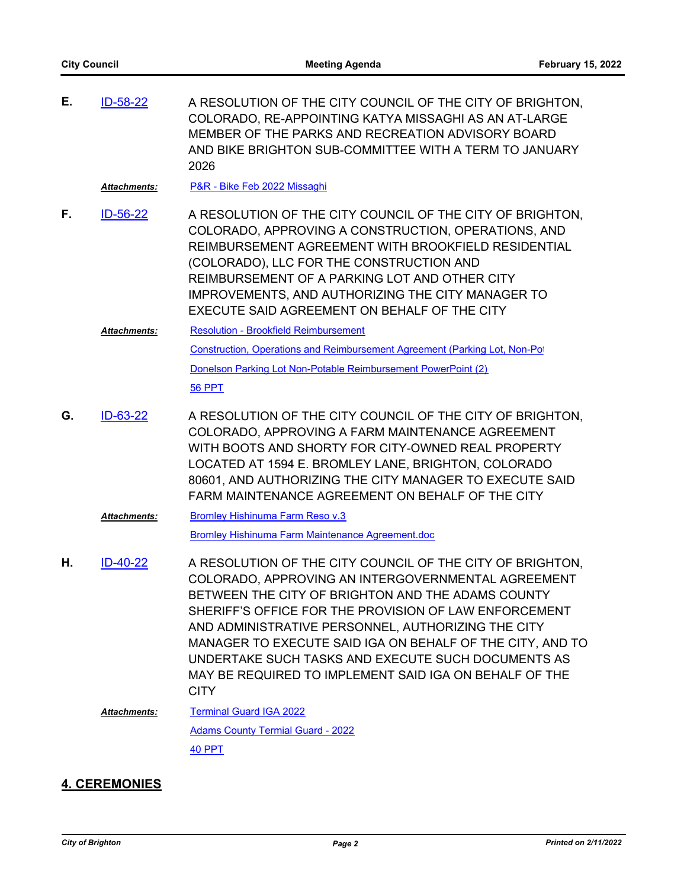**E.** ID-58-22

A RESOLUTION OF THE CITY COUNCIL OF THE CITY OF BRIGHTON, COLORADO, RE-APPOINTING KATYA MISSAGHI AS AN AT-LARGE MEMBER OF THE PARKS AND RECREATION ADVISORY BOARD AND BIKE BRIGHTON SUB-COMMITTEE WITH A TERM TO JANUARY 2026

***Attachments:*** P&R - Bike Feb 2022 Missaghi

**F.** ID-56-22

A RESOLUTION OF THE CITY COUNCIL OF THE CITY OF BRIGHTON, COLORADO, APPROVING A CONSTRUCTION, OPERATIONS, AND REIMBURSEMENT AGREEMENT WITH BROOKFIELD RESIDENTIAL (COLORADO), LLC FOR THE CONSTRUCTION AND REIMBURSEMENT OF A PARKING LOT AND OTHER CITY IMPROVEMENTS, AND AUTHORIZING THE CITY MANAGER TO EXECUTE SAID AGREEMENT ON BEHALF OF THE CITY

***Attachments:*** Resolution - Brookfield Reimbursement

Construction, Operations and Reimbursement Agreement (Parking Lot, Non-Po

Donelson Parking Lot Non-Potable Reimbursement PowerPoint (2)

56 PPT

**G.** ID-63-22

A RESOLUTION OF THE CITY COUNCIL OF THE CITY OF BRIGHTON, COLORADO, APPROVING A FARM MAINTENANCE AGREEMENT WITH BOOTS AND SHORTY FOR CITY-OWNED REAL PROPERTY LOCATED AT 1594 E. BROMLEY LANE, BRIGHTON, COLORADO 80601, AND AUTHORIZING THE CITY MANAGER TO EXECUTE SAID FARM MAINTENANCE AGREEMENT ON BEHALF OF THE CITY

***Attachments:*** Bromley Hishinuma Farm Reso v.3

Bromley Hishinuma Farm Maintenance Agreement.doc

**H.** ID-40-22

A RESOLUTION OF THE CITY COUNCIL OF THE CITY OF BRIGHTON, COLORADO, APPROVING AN INTERGOVERNMENTAL AGREEMENT BETWEEN THE CITY OF BRIGHTON AND THE ADAMS COUNTY SHERIFF'S OFFICE FOR THE PROVISION OF LAW ENFORCEMENT AND ADMINISTRATIVE PERSONNEL, AUTHORIZING THE CITY MANAGER TO EXECUTE SAID IGA ON BEHALF OF THE CITY, AND TO UNDERTAKE SUCH TASKS AND EXECUTE SUCH DOCUMENTS AS MAY BE REQUIRED TO IMPLEMENT SAID IGA ON BEHALF OF THE CITY

***Attachments:*** Terminal Guard IGA 2022

Adams County Termial Guard - 2022

40 PPT

## 4. CEREMONIES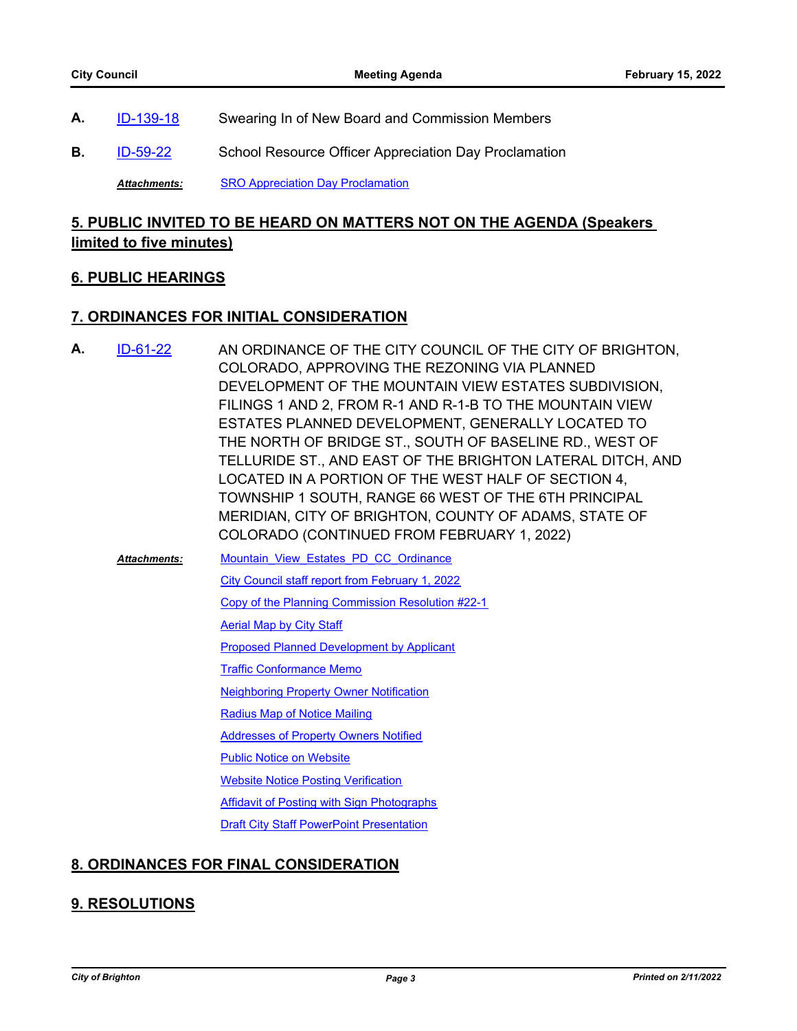**A.** ID-139-18 Swearing In of New Board and Commission Members

**B.** ID-59-22 School Resource Officer Appreciation Day Proclamation

*Attachments:* SRO Appreciation Day Proclamation

## 5. PUBLIC INVITED TO BE HEARD ON MATTERS NOT ON THE AGENDA (Speakers limited to five minutes)

## 6. PUBLIC HEARINGS

## 7. ORDINANCES FOR INITIAL CONSIDERATION

**A.** ID-61-22 AN ORDINANCE OF THE CITY COUNCIL OF THE CITY OF BRIGHTON, COLORADO, APPROVING THE REZONING VIA PLANNED DEVELOPMENT OF THE MOUNTAIN VIEW ESTATES SUBDIVISION, FILINGS 1 AND 2, FROM R-1 AND R-1-B TO THE MOUNTAIN VIEW ESTATES PLANNED DEVELOPMENT, GENERALLY LOCATED TO THE NORTH OF BRIDGE ST., SOUTH OF BASELINE RD., WEST OF TELLURIDE ST., AND EAST OF THE BRIGHTON LATERAL DITCH, AND LOCATED IN A PORTION OF THE WEST HALF OF SECTION 4, TOWNSHIP 1 SOUTH, RANGE 66 WEST OF THE 6TH PRINCIPAL MERIDIAN, CITY OF BRIGHTON, COUNTY OF ADAMS, STATE OF COLORADO (CONTINUED FROM FEBRUARY 1, 2022)

*Attachments:*
- Mountain_View_Estates_PD_CC_Ordinance
- City Council staff report from February 1, 2022
- Copy of the Planning Commission Resolution #22-1
- Aerial Map by City Staff
- Proposed Planned Development by Applicant
- Traffic Conformance Memo
- Neighboring Property Owner Notification
- Radius Map of Notice Mailing
- Addresses of Property Owners Notified
- Public Notice on Website
- Website Notice Posting Verification
- Affidavit of Posting with Sign Photographs
- Draft City Staff PowerPoint Presentation

## 8. ORDINANCES FOR FINAL CONSIDERATION

## 9. RESOLUTIONS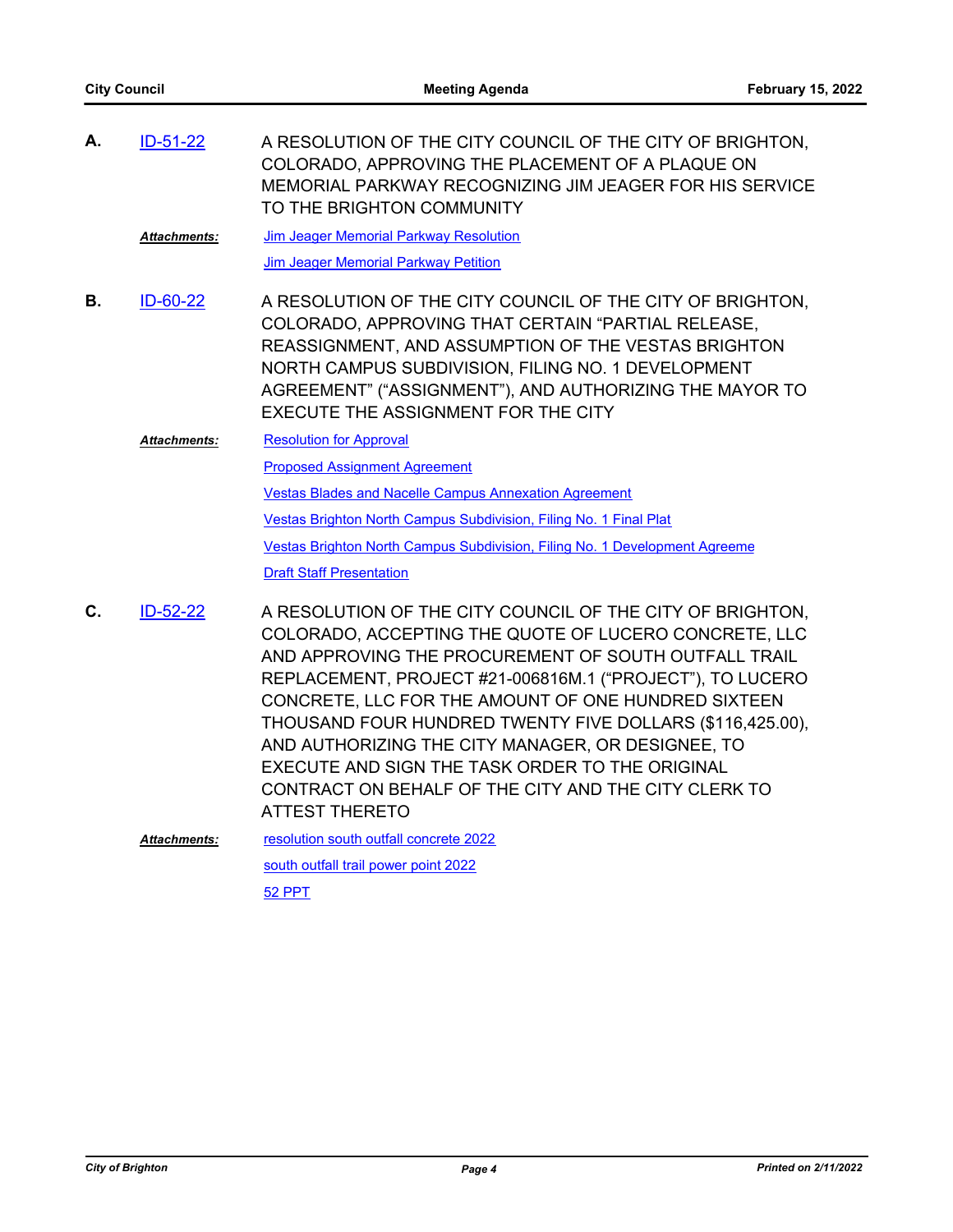**A.** ID-51-22 A RESOLUTION OF THE CITY COUNCIL OF THE CITY OF BRIGHTON, COLORADO, APPROVING THE PLACEMENT OF A PLAQUE ON MEMORIAL PARKWAY RECOGNIZING JIM JEAGER FOR HIS SERVICE TO THE BRIGHTON COMMUNITY

***Attachments:***
Jim Jeager Memorial Parkway Resolution
Jim Jeager Memorial Parkway Petition

**B.** ID-60-22 A RESOLUTION OF THE CITY COUNCIL OF THE CITY OF BRIGHTON, COLORADO, APPROVING THAT CERTAIN "PARTIAL RELEASE, REASSIGNMENT, AND ASSUMPTION OF THE VESTAS BRIGHTON NORTH CAMPUS SUBDIVISION, FILING NO. 1 DEVELOPMENT AGREEMENT" ("ASSIGNMENT"), AND AUTHORIZING THE MAYOR TO EXECUTE THE ASSIGNMENT FOR THE CITY

***Attachments:***
Resolution for Approval
Proposed Assignment Agreement
Vestas Blades and Nacelle Campus Annexation Agreement
Vestas Brighton North Campus Subdivision, Filing No. 1 Final Plat
Vestas Brighton North Campus Subdivision, Filing No. 1 Development Agreeme
Draft Staff Presentation

**C.** ID-52-22 A RESOLUTION OF THE CITY COUNCIL OF THE CITY OF BRIGHTON, COLORADO, ACCEPTING THE QUOTE OF LUCERO CONCRETE, LLC AND APPROVING THE PROCUREMENT OF SOUTH OUTFALL TRAIL REPLACEMENT, PROJECT #21-006816M.1 ("PROJECT"), TO LUCERO CONCRETE, LLC FOR THE AMOUNT OF ONE HUNDRED SIXTEEN THOUSAND FOUR HUNDRED TWENTY FIVE DOLLARS ($116,425.00), AND AUTHORIZING THE CITY MANAGER, OR DESIGNEE, TO EXECUTE AND SIGN THE TASK ORDER TO THE ORIGINAL CONTRACT ON BEHALF OF THE CITY AND THE CITY CLERK TO ATTEST THERETO

***Attachments:***
resolution south outfall concrete 2022
south outfall trail power point 2022
52 PPT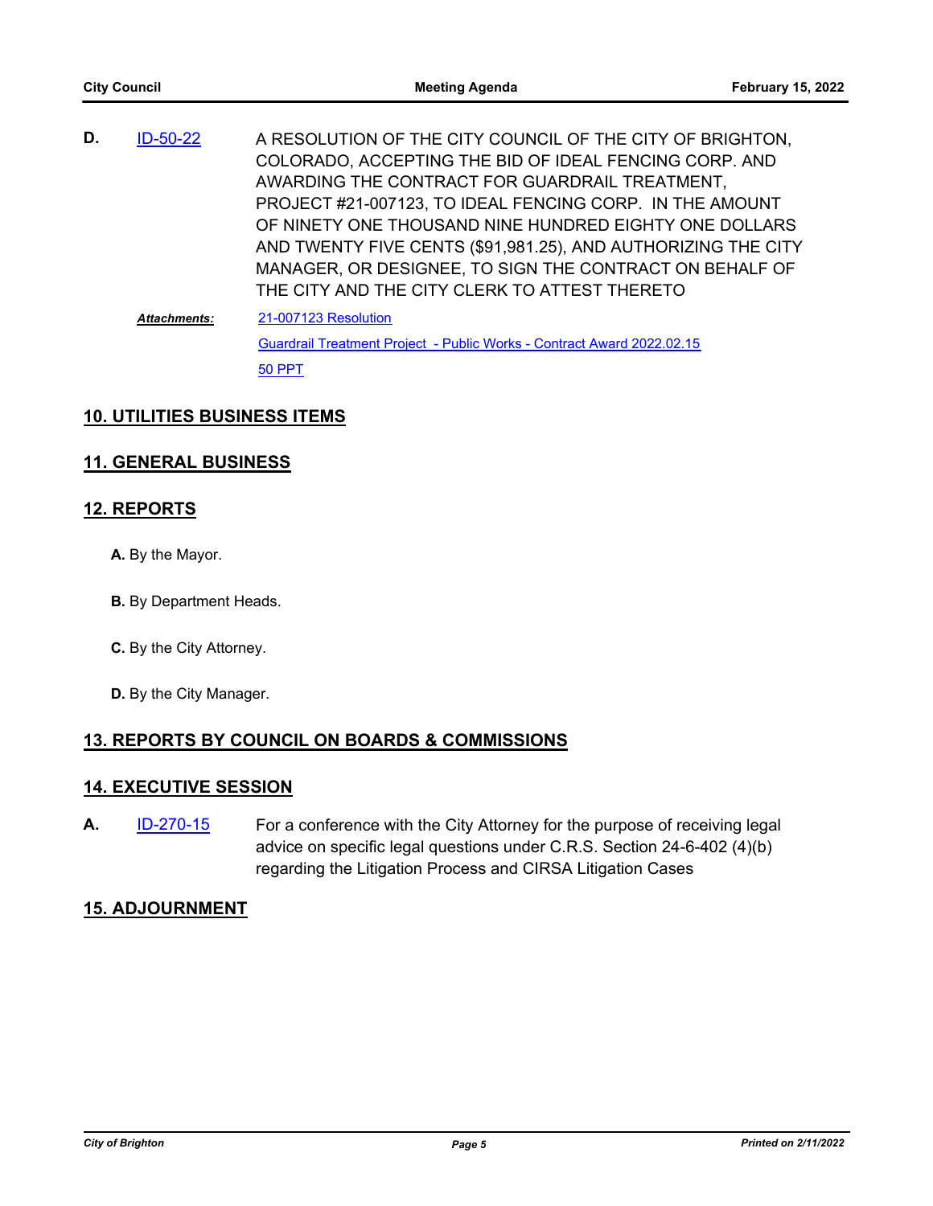**D.** [ID-50-22](ID-50-22) A RESOLUTION OF THE CITY COUNCIL OF THE CITY OF BRIGHTON, COLORADO, ACCEPTING THE BID OF IDEAL FENCING CORP. AND AWARDING THE CONTRACT FOR GUARDRAIL TREATMENT, PROJECT #21-007123, TO IDEAL FENCING CORP. IN THE AMOUNT OF NINETY ONE THOUSAND NINE HUNDRED EIGHTY ONE DOLLARS AND TWENTY FIVE CENTS ($91,981.25), AND AUTHORIZING THE CITY MANAGER, OR DESIGNEE, TO SIGN THE CONTRACT ON BEHALF OF THE CITY AND THE CITY CLERK TO ATTEST THERETO

***Attachments:***
21-007123 Resolution
Guardrail Treatment Project - Public Works - Contract Award 2022.02.15
50 PPT

## 10. UTILITIES BUSINESS ITEMS

## 11. GENERAL BUSINESS

## 12. REPORTS

**A.** By the Mayor.

**B.** By Department Heads.

**C.** By the City Attorney.

**D.** By the City Manager.

## 13. REPORTS BY COUNCIL ON BOARDS & COMMISSIONS

## 14. EXECUTIVE SESSION

**A.** ID-270-15 For a conference with the City Attorney for the purpose of receiving legal advice on specific legal questions under C.R.S. Section 24-6-402 (4)(b) regarding the Litigation Process and CIRSA Litigation Cases

## 15. ADJOURNMENT